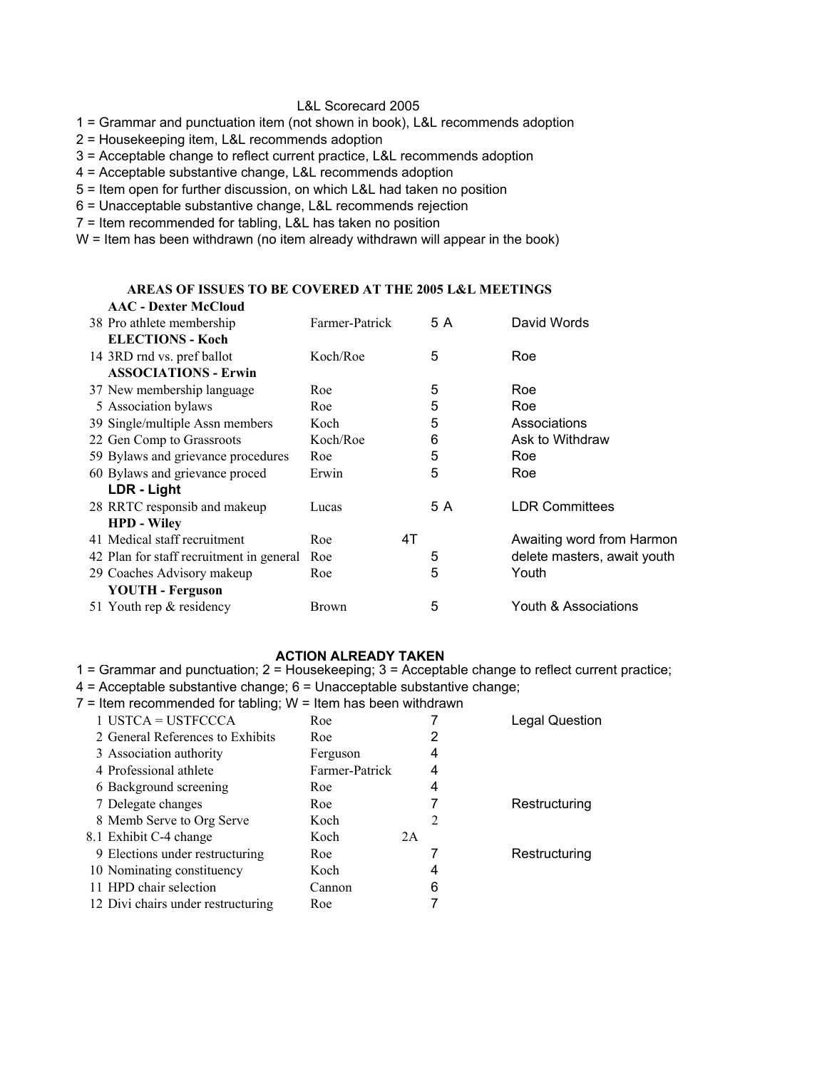L&L Scorecard 2005

1 = Grammar and punctuation item (not shown in book), L&L recommends adoption
2 = Housekeeping item, L&L recommends adoption
3 = Acceptable change to reflect current practice, L&L recommends adoption
4 = Acceptable substantive change, L&L recommends adoption
5 = Item open for further discussion, on which L&L had taken no position
6 = Unacceptable substantive change, L&L recommends rejection
7 = Item recommended for tabling, L&L has taken no position
W = Item has been withdrawn (no item already withdrawn will appear in the book)

**AREAS OF ISSUES TO BE COVERED AT THE 2005 L&L MEETINGS**

| # | Item | Submitted by | Code | Notes |
|---|---|---|---|---|
| | **AAC - Dexter McCloud** | | | |
| 38 | Pro athlete membership | Farmer-Patrick | 5 A | David Words |
| | **ELECTIONS - Koch** | | | |
| 14 | 3RD rnd vs. pref ballot | Koch/Roe | 5 | Roe |
| | **ASSOCIATIONS - Erwin** | | | |
| 37 | New membership language | Roe | 5 | Roe |
| 5 | Association bylaws | Roe | 5 | Roe |
| 39 | Single/multiple Assn members | Koch | 5 | Associations |
| 22 | Gen Comp to Grassroots | Koch/Roe | 6 | Ask to Withdraw |
| 59 | Bylaws and grievance procedures | Roe | 5 | Roe |
| 60 | Bylaws and grievance proced | Erwin | 5 | Roe |
| | **LDR - Light** | | | |
| 28 | RRTC responsib and makeup | Lucas | 5 A | LDR Committees |
| | **HPD - Wiley** | | | |
| 41 | Medical staff recruitment | Roe | 4T | Awaiting word from Harmon |
| 42 | Plan for staff recruitment in general | Roe | 5 | delete masters, await youth |
| 29 | Coaches Advisory makeup | Roe | 5 | Youth |
| | **YOUTH - Ferguson** | | | |
| 51 | Youth rep & residency | Brown | 5 | Youth & Associations |

**ACTION ALREADY TAKEN**

1 = Grammar and punctuation; 2 = Housekeeping; 3 = Acceptable change to reflect current practice;
4 = Acceptable substantive change; 6 = Unacceptable substantive change;
7 = Item recommended for tabling; W = Item has been withdrawn

| # | Item | Submitted by | Code | Notes |
|---|---|---|---|---|
| 1 | USTCA = USTFCCCA | Roe | 7 | Legal Question |
| 2 | General References to Exhibits | Roe | 2 | |
| 3 | Association authority | Ferguson | 4 | |
| 4 | Professional athlete | Farmer-Patrick | 4 | |
| 6 | Background screening | Roe | 4 | |
| 7 | Delegate changes | Roe | 7 | Restructuring |
| 8 | Memb Serve to Org Serve | Koch | 2 | |
| 8.1 | Exhibit C-4 change | Koch | 2A | |
| 9 | Elections under restructuring | Roe | 7 | Restructuring |
| 10 | Nominating constituency | Koch | 4 | |
| 11 | HPD chair selection | Cannon | 6 | |
| 12 | Divi chairs under restructuring | Roe | 7 | |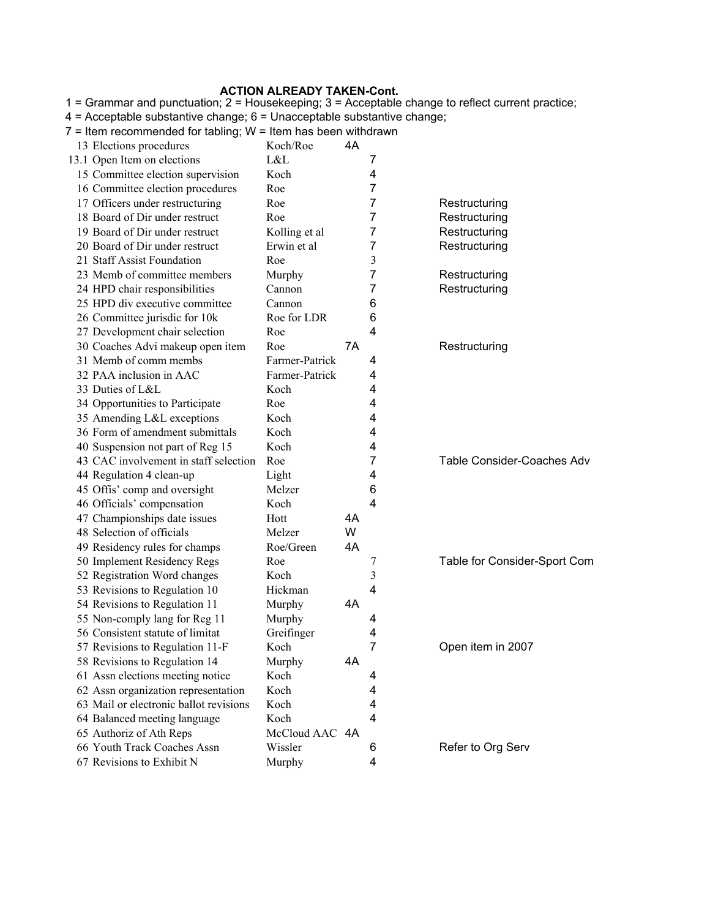**ACTION ALREADY TAKEN-Cont.**

1 = Grammar and punctuation; 2 = Housekeeping; 3 = Acceptable change to reflect current practice;
4 = Acceptable substantive change; 6 = Unacceptable substantive change;
7 = Item recommended for tabling; W = Item has been withdrawn

| No. | Item | Submitted by | | Code | Notes |
|---|---|---|---|---|---|
| 13 | Elections procedures | Koch/Roe | 4A | | |
| 13.1 | Open Item on elections | L&L | | 7 | |
| 15 | Committee election supervision | Koch | | 4 | |
| 16 | Committee election procedures | Roe | | 7 | |
| 17 | Officers under restructuring | Roe | | 7 | Restructuring |
| 18 | Board of Dir under restruct | Roe | | 7 | Restructuring |
| 19 | Board of Dir under restruct | Kolling et al | | 7 | Restructuring |
| 20 | Board of Dir under restruct | Erwin et al | | 7 | Restructuring |
| 21 | Staff Assist Foundation | Roe | | 3 | |
| 23 | Memb of committee members | Murphy | | 7 | Restructuring |
| 24 | HPD chair responsibilities | Cannon | | 7 | Restructuring |
| 25 | HPD div executive committee | Cannon | | 6 | |
| 26 | Committee jurisdic for 10k | Roe for LDR | | 6 | |
| 27 | Development chair selection | Roe | | 4 | |
| 30 | Coaches Advi makeup open item | Roe | 7A | | Restructuring |
| 31 | Memb of comm membs | Farmer-Patrick | | 4 | |
| 32 | PAA inclusion in AAC | Farmer-Patrick | | 4 | |
| 33 | Duties of L&L | Koch | | 4 | |
| 34 | Opportunities to Participate | Roe | | 4 | |
| 35 | Amending L&L exceptions | Koch | | 4 | |
| 36 | Form of amendment submittals | Koch | | 4 | |
| 40 | Suspension not part of Reg 15 | Koch | | 4 | |
| 43 | CAC involvement in staff selection | Roe | | 7 | Table Consider-Coaches Adv |
| 44 | Regulation 4 clean-up | Light | | 4 | |
| 45 | Offis' comp and oversight | Melzer | | 6 | |
| 46 | Officials' compensation | Koch | | 4 | |
| 47 | Championships date issues | Hott | 4A | | |
| 48 | Selection of officials | Melzer | W | | |
| 49 | Residency rules for champs | Roe/Green | 4A | | |
| 50 | Implement Residency Regs | Roe | | 7 | Table for Consider-Sport Com |
| 52 | Registration Word changes | Koch | | 3 | |
| 53 | Revisions to Regulation 10 | Hickman | | 4 | |
| 54 | Revisions to Regulation 11 | Murphy | 4A | | |
| 55 | Non-comply lang for Reg 11 | Murphy | | 4 | |
| 56 | Consistent statute of limitat | Greifinger | | 4 | |
| 57 | Revisions to Regulation 11-F | Koch | | 7 | Open item in 2007 |
| 58 | Revisions to Regulation 14 | Murphy | 4A | | |
| 61 | Assn elections meeting notice | Koch | | 4 | |
| 62 | Assn organization representation | Koch | | 4 | |
| 63 | Mail or electronic ballot revisions | Koch | | 4 | |
| 64 | Balanced meeting language | Koch | | 4 | |
| 65 | Authoriz of Ath Reps | McCloud AAC | 4A | | |
| 66 | Youth Track Coaches Assn | Wissler | | 6 | Refer to Org Serv |
| 67 | Revisions to Exhibit N | Murphy | | 4 | |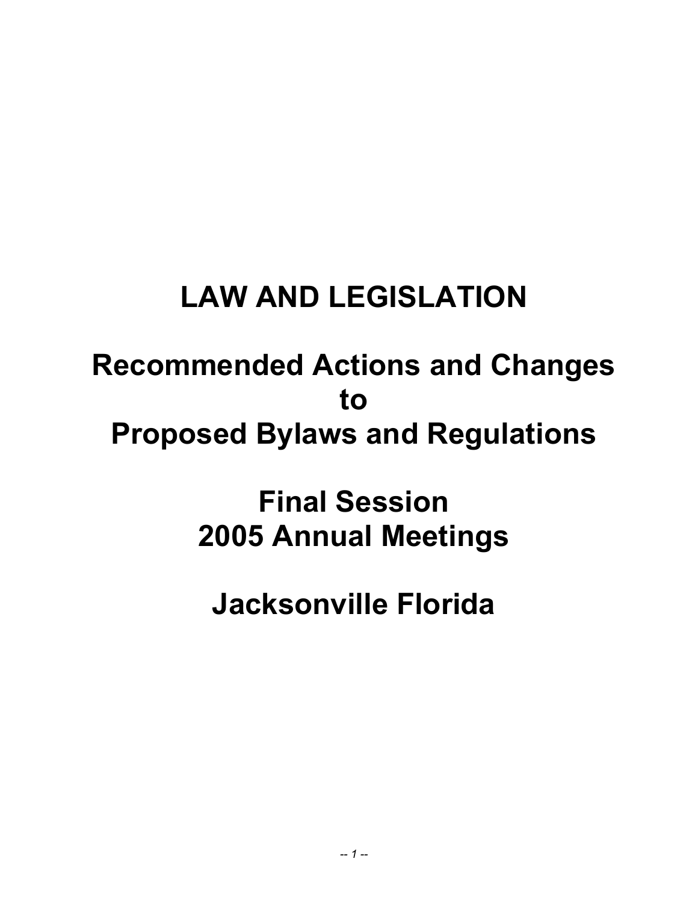# LAW AND LEGISLATION

## Recommended Actions and Changes to Proposed Bylaws and Regulations

## Final Session 2005 Annual Meetings

## Jacksonville Florida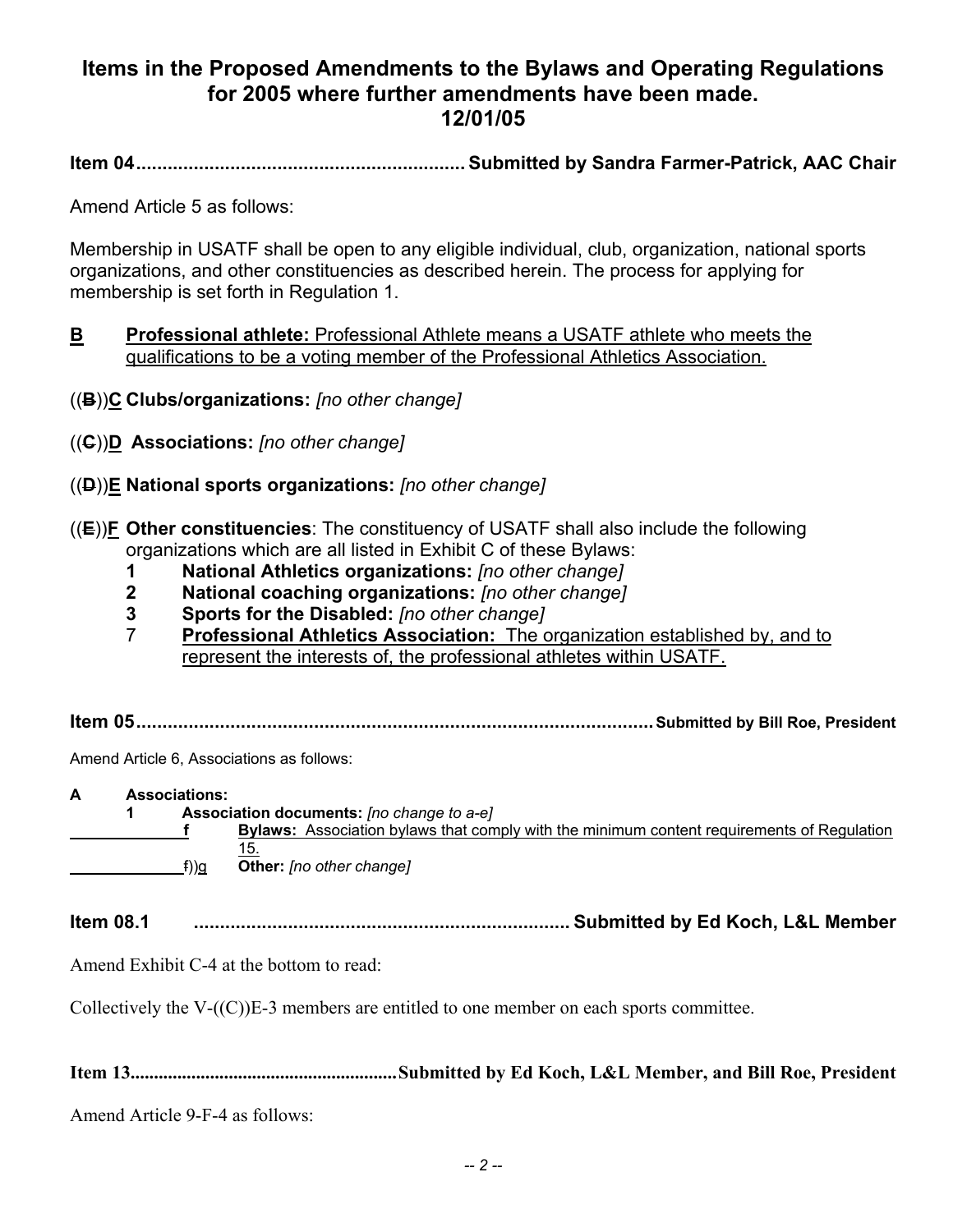# Items in the Proposed Amendments to the Bylaws and Operating Regulations for 2005 where further amendments have been made.
# 12/01/05

**Item 04.............................................................. Submitted by Sandra Farmer-Patrick, AAC Chair**

Amend Article 5 as follows:

Membership in USATF shall be open to any eligible individual, club, organization, national sports organizations, and other constituencies as described herein. The process for applying for membership is set forth in Regulation 1.

**B** **Professional athlete:** Professional Athlete means a USATF athlete who meets the qualifications to be a voting member of the Professional Athletics Association.

((~~B~~))**C** **Clubs/organizations:** *[no other change]*

((~~C~~))**D** **Associations:** *[no other change]*

((~~D~~))**E** **National sports organizations:** *[no other change]*

((~~E~~))**F** **Other constituencies**: The constituency of USATF shall also include the following organizations which are all listed in Exhibit C of these Bylaws:

1. **National Athletics organizations:** *[no other change]*
2. **National coaching organizations:** *[no other change]*
3. **Sports for the Disabled:** *[no other change]*
7. **Professional Athletics Association:** The organization established by, and to represent the interests of, the professional athletes within USATF.

**Item 05.................................................................................................. Submitted by Bill Roe, President**

Amend Article 6, Associations as follows:

**A** **Associations:**

**1** **Association documents:** *[no change to a-e]*

**f** **Bylaws:** Association bylaws that comply with the minimum content requirements of Regulation 15.

~~f~~))g **Other:** *[no other change]*

**Item 08.1 ........................................................................ Submitted by Ed Koch, L&L Member**

Amend Exhibit C-4 at the bottom to read:

Collectively the V-((C))E-3 members are entitled to one member on each sports committee.

**Item 13........................................................Submitted by Ed Koch, L&L Member, and Bill Roe, President**

Amend Article 9-F-4 as follows: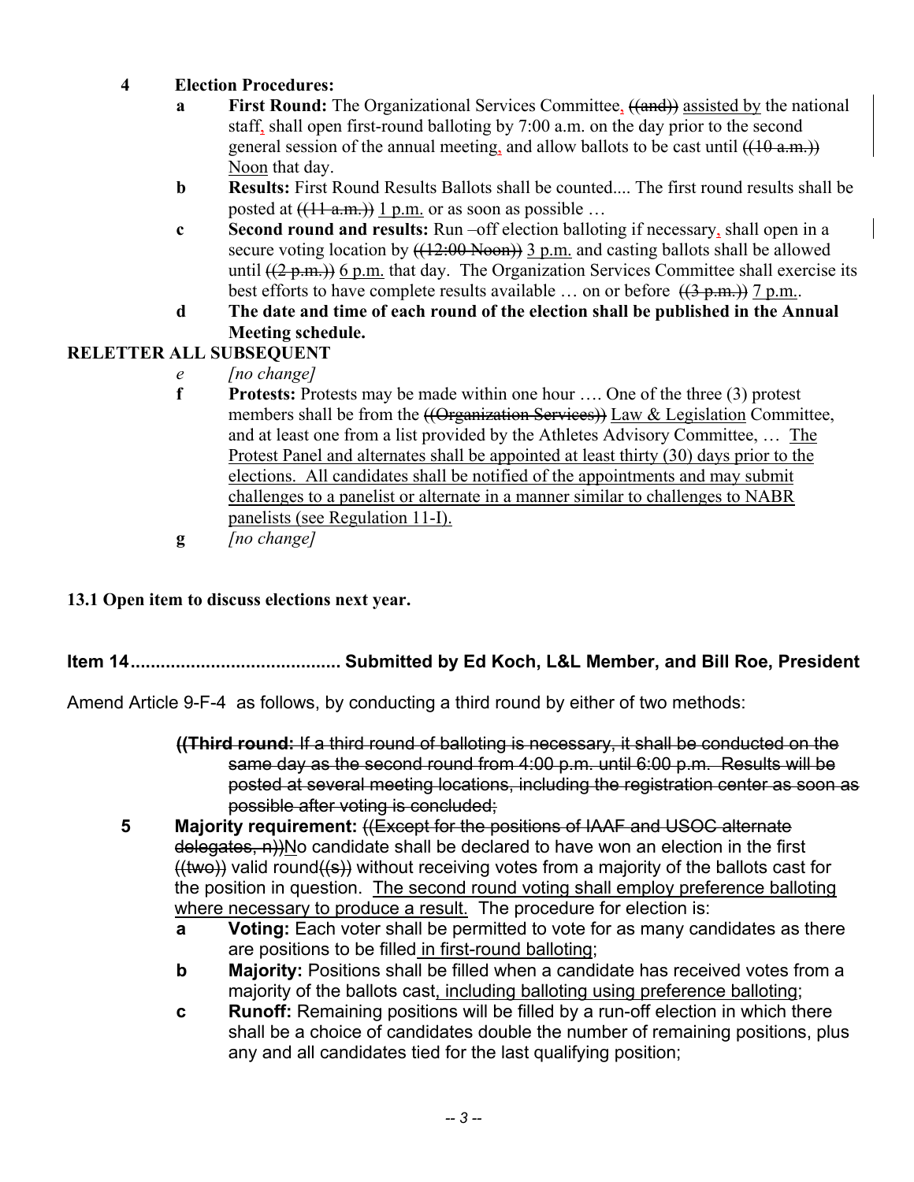4 **Election Procedures:**

a **First Round:** The Organizational Services Committee, ~~((and))~~ <u>assisted by</u> the national staff, shall open first-round balloting by 7:00 a.m. on the day prior to the second general session of the annual meeting, and allow ballots to be cast until ~~((10 a.m.))~~ <u>Noon</u> that day.

b **Results:** First Round Results Ballots shall be counted.... The first round results shall be posted at ~~((11 a.m.))~~ <u>1 p.m.</u> or as soon as possible …

c **Second round and results:** Run –off election balloting if necessary, shall open in a secure voting location by ~~((12:00 Noon))~~ <u>3 p.m.</u> and casting ballots shall be allowed until ~~((2 p.m.))~~ <u>6 p.m.</u> that day. The Organization Services Committee shall exercise its best efforts to have complete results available … on or before ~~((3 p.m.))~~ <u>7 p.m.</u>.

d **The date and time of each round of the election shall be published in the Annual Meeting schedule.**

**RELETTER ALL SUBSEQUENT**

*e* *[no change]*

**f** **Protests:** Protests may be made within one hour …. One of the three (3) protest members shall be from the ~~((Organization Services))~~ <u>Law & Legislation</u> Committee, and at least one from a list provided by the Athletes Advisory Committee, … <u>The Protest Panel and alternates shall be appointed at least thirty (30) days prior to the elections. All candidates shall be notified of the appointments and may submit challenges to a panelist or alternate in a manner similar to challenges to NABR panelists (see Regulation 11-I).</u>

**g** *[no change]*

**13.1 Open item to discuss elections next year.**

**Item 14......................................... Submitted by Ed Koch, L&L Member, and Bill Roe, President**

Amend Article 9-F-4 as follows, by conducting a third round by either of two methods:

~~**((Third round:** If a third round of balloting is necessary, it shall be conducted on the same day as the second round from 4:00 p.m. until 6:00 p.m. Results will be posted at several meeting locations, including the registration center as soon as possible after voting is concluded;~~

**5** **Majority requirement:** ~~((Except for the positions of IAAF and USOC alternate delegates, n))~~<u>N</u>o candidate shall be declared to have won an election in the first ~~((two))~~ valid round~~((s))~~ without receiving votes from a majority of the ballots cast for the position in question. <u>The second round voting shall employ preference balloting where necessary to produce a result.</u> The procedure for election is:

**a** **Voting:** Each voter shall be permitted to vote for as many candidates as there are positions to be filled<u> in first-round balloting</u>;

**b** **Majority:** Positions shall be filled when a candidate has received votes from a majority of the ballots cast<u>, including balloting using preference balloting</u>;

**c** **Runoff:** Remaining positions will be filled by a run-off election in which there shall be a choice of candidates double the number of remaining positions, plus any and all candidates tied for the last qualifying position;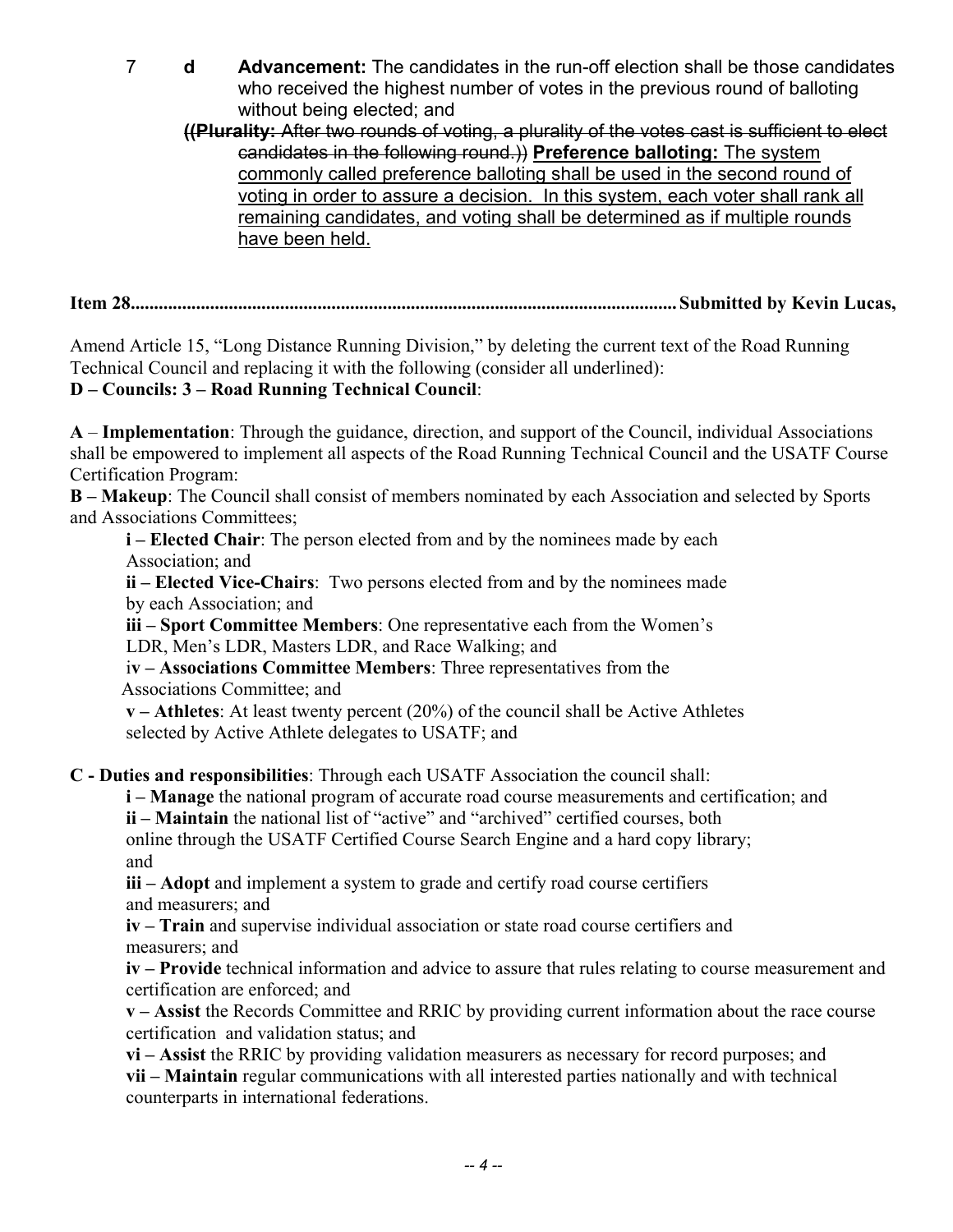7 **d** **Advancement:** The candidates in the run-off election shall be those candidates who received the highest number of votes in the previous round of balloting without being elected; and

**((Plurality:** ~~After two rounds of voting, a plurality of the votes cast is sufficient to elect candidates in the following round.))~~ <u>**Preference balloting:** The system commonly called preference balloting shall be used in the second round of voting in order to assure a decision. In this system, each voter shall rank all remaining candidates, and voting shall be determined as if multiple rounds have been held.</u>

**Item 28..................................................................................................................Submitted by Kevin Lucas,**

Amend Article 15, "Long Distance Running Division," by deleting the current text of the Road Running Technical Council and replacing it with the following (consider all underlined):

**D – Councils: 3 – Road Running Technical Council**:

**A** – **Implementation**: Through the guidance, direction, and support of the Council, individual Associations shall be empowered to implement all aspects of the Road Running Technical Council and the USATF Course Certification Program:

**B – Makeup**: The Council shall consist of members nominated by each Association and selected by Sports and Associations Committees;

- **i – Elected Chair**: The person elected from and by the nominees made by each Association; and
- **ii – Elected Vice-Chairs**: Two persons elected from and by the nominees made by each Association; and
- **iii – Sport Committee Members**: One representative each from the Women's LDR, Men's LDR, Masters LDR, and Race Walking; and
- **iv – Associations Committee Members**: Three representatives from the Associations Committee; and
- **v – Athletes**: At least twenty percent (20%) of the council shall be Active Athletes selected by Active Athlete delegates to USATF; and

**C - Duties and responsibilities**: Through each USATF Association the council shall:

- **i – Manage** the national program of accurate road course measurements and certification; and
- **ii – Maintain** the national list of "active" and "archived" certified courses, both online through the USATF Certified Course Search Engine and a hard copy library; and
- **iii – Adopt** and implement a system to grade and certify road course certifiers and measurers; and
- **iv – Train** and supervise individual association or state road course certifiers and measurers; and
- **iv – Provide** technical information and advice to assure that rules relating to course measurement and certification are enforced; and
- **v – Assist** the Records Committee and RRIC by providing current information about the race course certification and validation status; and
- **vi – Assist** the RRIC by providing validation measurers as necessary for record purposes; and
- **vii – Maintain** regular communications with all interested parties nationally and with technical counterparts in international federations.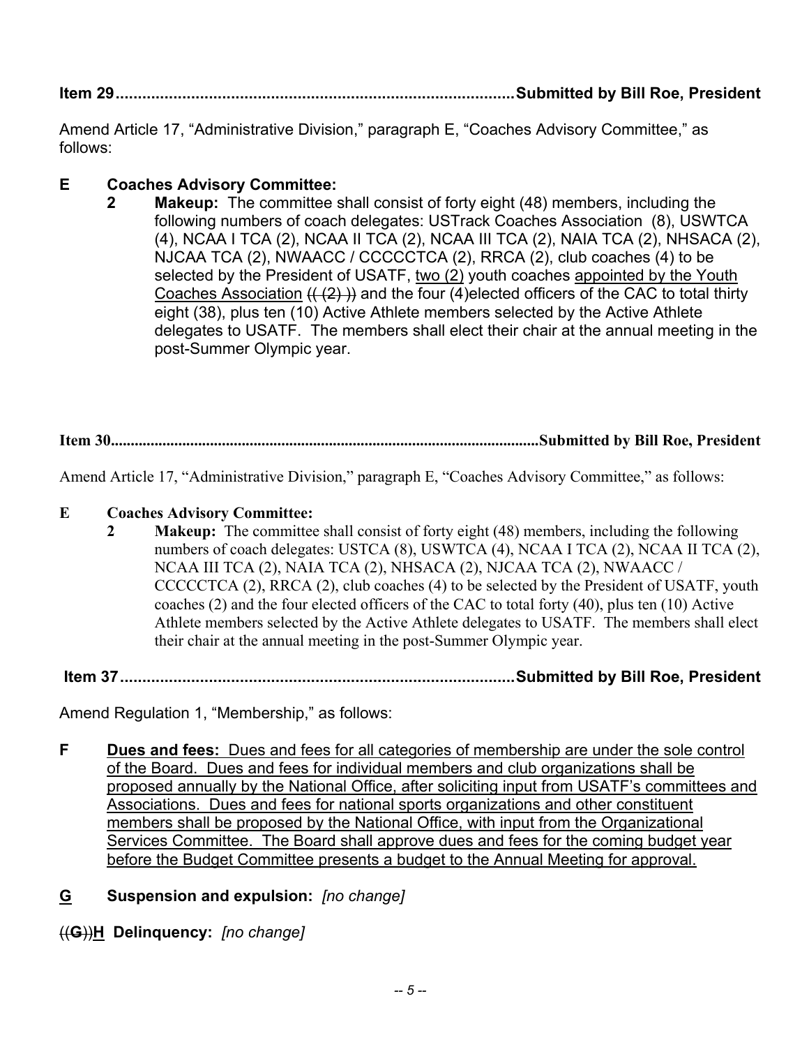**Item 29........................................................................................Submitted by Bill Roe, President**

Amend Article 17, "Administrative Division," paragraph E, "Coaches Advisory Committee," as follows:

**E Coaches Advisory Committee:**

**2 Makeup:** The committee shall consist of forty eight (48) members, including the following numbers of coach delegates: USTrack Coaches Association (8), USWTCA (4), NCAA I TCA (2), NCAA II TCA (2), NCAA III TCA (2), NAIA TCA (2), NHSACA (2), NJCAA TCA (2), NWAACC / CCCCCTCA (2), RRCA (2), club coaches (4) to be selected by the President of USATF, <u>two (2)</u> youth coaches <u>appointed by the Youth Coaches Association</u> ~~(( (2) ))~~ and the four (4)elected officers of the CAC to total thirty eight (38), plus ten (10) Active Athlete members selected by the Active Athlete delegates to USATF. The members shall elect their chair at the annual meeting in the post-Summer Olympic year.

**Item 30........................................................................................Submitted by Bill Roe, President**

Amend Article 17, "Administrative Division," paragraph E, "Coaches Advisory Committee," as follows:

**E Coaches Advisory Committee:**

**2 Makeup:** The committee shall consist of forty eight (48) members, including the following numbers of coach delegates: USTCA (8), USWTCA (4), NCAA I TCA (2), NCAA II TCA (2), NCAA III TCA (2), NAIA TCA (2), NHSACA (2), NJCAA TCA (2), NWAACC / CCCCCTCA (2), RRCA (2), club coaches (4) to be selected by the President of USATF, youth coaches (2) and the four elected officers of the CAC to total forty (40), plus ten (10) Active Athlete members selected by the Active Athlete delegates to USATF. The members shall elect their chair at the annual meeting in the post-Summer Olympic year.

**Item 37........................................................................................Submitted by Bill Roe, President**

Amend Regulation 1, "Membership," as follows:

**F** <u>**Dues and fees:** Dues and fees for all categories of membership are under the sole control of the Board. Dues and fees for individual members and club organizations shall be proposed annually by the National Office, after soliciting input from USATF's committees and Associations. Dues and fees for national sports organizations and other constituent members shall be proposed by the National Office, with input from the Organizational Services Committee. The Board shall approve dues and fees for the coming budget year before the Budget Committee presents a budget to the Annual Meeting for approval.</u>

<u>**G**</u> **Suspension and expulsion:** *[no change]*

~~((**G**))~~<u>**H**</u> **Delinquency:** *[no change]*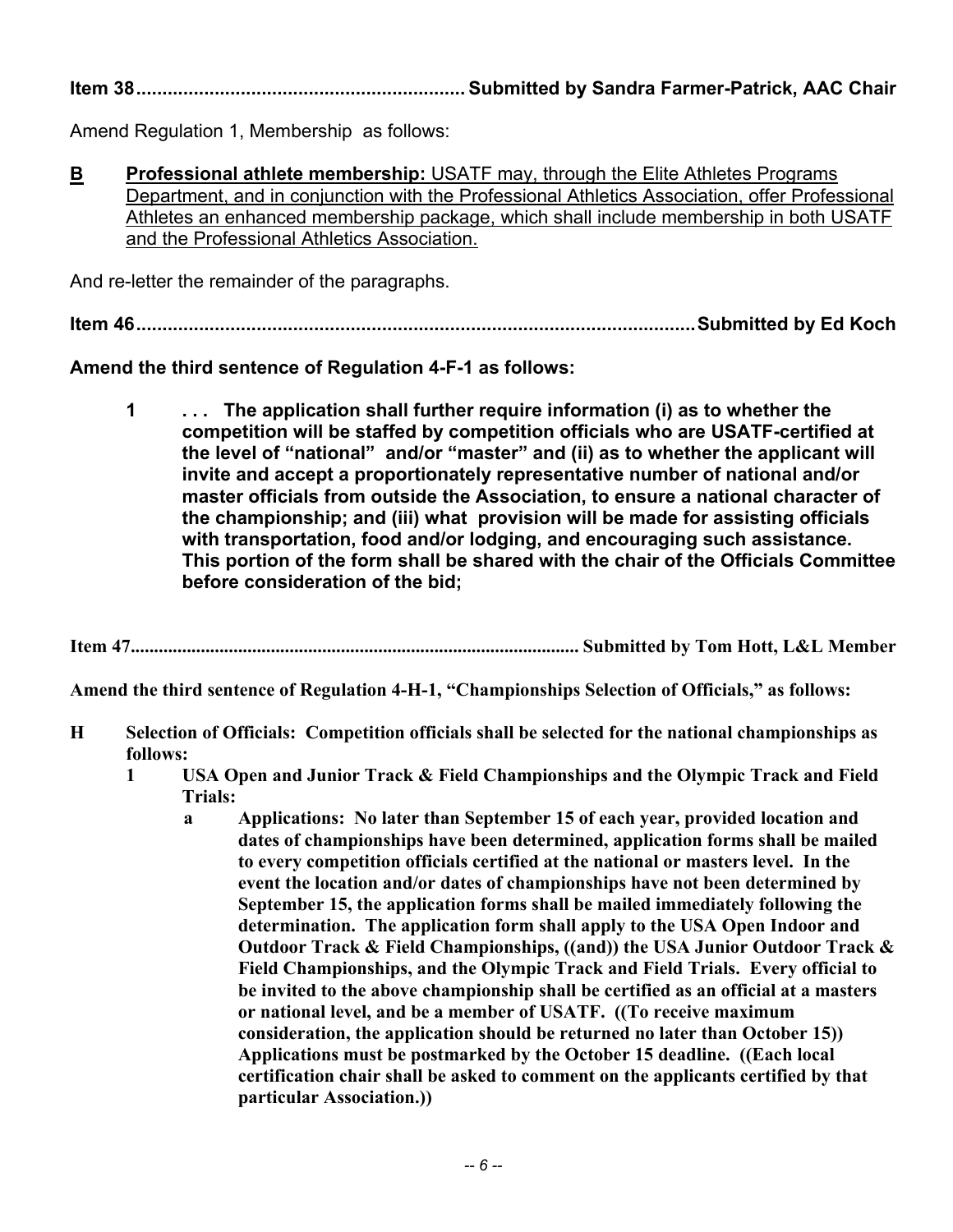**Item 38............................................................... Submitted by Sandra Farmer-Patrick, AAC Chair**

Amend Regulation 1, Membership as follows:

<u>**B**</u> <u>**Professional athlete membership:** USATF may, through the Elite Athletes Programs Department, and in conjunction with the Professional Athletics Association, offer Professional Athletes an enhanced membership package, which shall include membership in both USATF and the Professional Athletics Association.</u>

And re-letter the remainder of the paragraphs.

**Item 46..........................................................................................................Submitted by Ed Koch**

**Amend the third sentence of Regulation 4-F-1 as follows:**

> **1 . . . The application shall further require information (i) as to whether the competition will be staffed by competition officials who are USATF-certified at the level of "national" and/or "master" and (ii) as to whether the applicant will invite and accept a proportionately representative number of national and/or master officials from outside the Association, to ensure a national character of the championship; and (iii) what provision will be made for assisting officials with transportation, food and/or lodging, and encouraging such assistance. This portion of the form shall be shared with the chair of the Officials Committee before consideration of the bid;**

**Item 47.............................................................................................. Submitted by Tom Hott, L&L Member**

**Amend the third sentence of Regulation 4-H-1, "Championships Selection of Officials," as follows:**

**H Selection of Officials: Competition officials shall be selected for the national championships as follows:**

- **1 USA Open and Junior Track & Field Championships and the Olympic Track and Field Trials:**
  - **a Applications: No later than September 15 of each year, provided location and dates of championships have been determined, application forms shall be mailed to every competition officials certified at the national or masters level. In the event the location and/or dates of championships have not been determined by September 15, the application forms shall be mailed immediately following the determination. The application form shall apply to the USA Open Indoor and Outdoor Track & Field Championships, ((and)) the USA Junior Outdoor Track & Field Championships, and the Olympic Track and Field Trials. Every official to be invited to the above championship shall be certified as an official at a masters or national level, and be a member of USATF. ((To receive maximum consideration, the application should be returned no later than October 15)) Applications must be postmarked by the October 15 deadline. ((Each local certification chair shall be asked to comment on the applicants certified by that particular Association.))**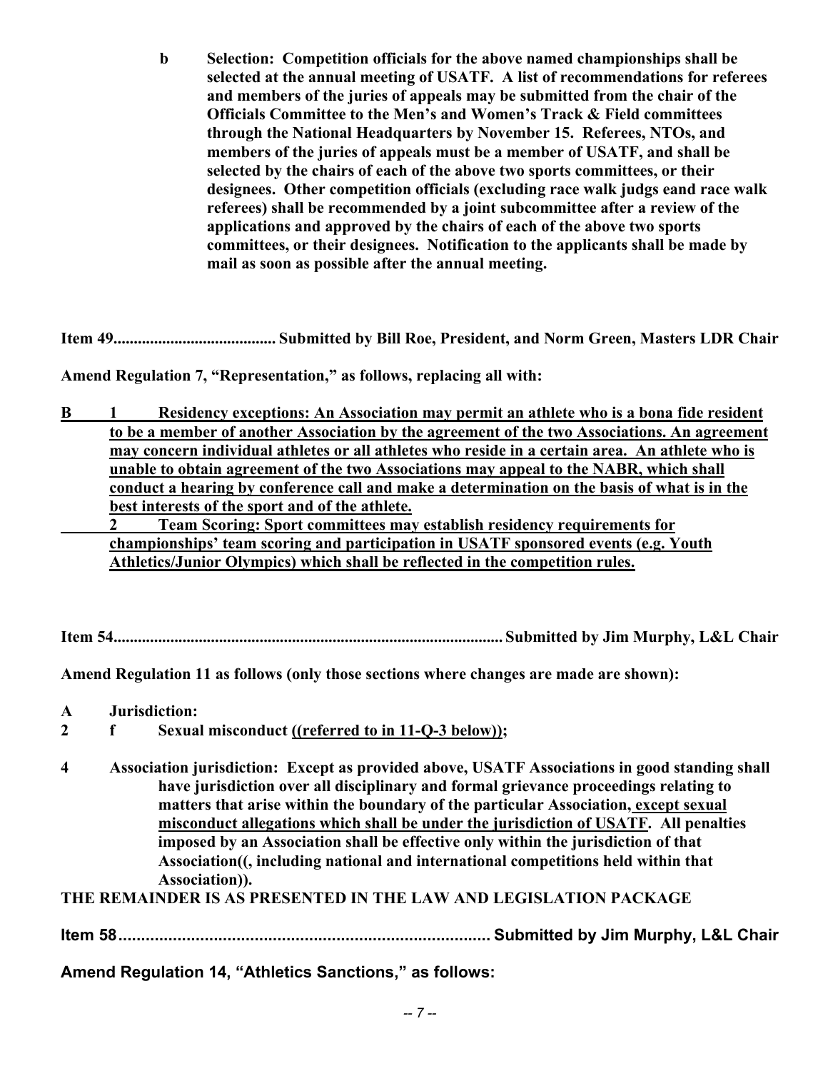**b Selection: Competition officials for the above named championships shall be selected at the annual meeting of USATF. A list of recommendations for referees and members of the juries of appeals may be submitted from the chair of the Officials Committee to the Men's and Women's Track & Field committees through the National Headquarters by November 15. Referees, NTOs, and members of the juries of appeals must be a member of USATF, and shall be selected by the chairs of each of the above two sports committees, or their designees. Other competition officials (excluding race walk judgs eand race walk referees) shall be recommended by a joint subcommittee after a review of the applications and approved by the chairs of each of the above two sports committees, or their designees. Notification to the applicants shall be made by mail as soon as possible after the annual meeting.**

**Item 49....................................... Submitted by Bill Roe, President, and Norm Green, Masters LDR Chair**

**Amend Regulation 7, "Representation," as follows, replacing all with:**

**<u>B 1 Residency exceptions: An Association may permit an athlete who is a bona fide resident to be a member of another Association by the agreement of the two Associations. An agreement may concern individual athletes or all athletes who reside in a certain area. An athlete who is unable to obtain agreement of the two Associations may appeal to the NABR, which shall conduct a hearing by conference call and make a determination on the basis of what is in the best interests of the sport and of the athlete.</u>**

**<u>2 Team Scoring: Sport committees may establish residency requirements for championships' team scoring and participation in USATF sponsored events (e.g. Youth Athletics/Junior Olympics) which shall be reflected in the competition rules.</u>**

**Item 54............................................................................................... Submitted by Jim Murphy, L&L Chair**

**Amend Regulation 11 as follows (only those sections where changes are made are shown):**

**A Jurisdiction:**

**2 f Sexual misconduct <u>((referred to in 11-Q-3 below))</u>;**

**4 Association jurisdiction: Except as provided above, USATF Associations in good standing shall have jurisdiction over all disciplinary and formal grievance proceedings relating to matters that arise within the boundary of the particular Association<u>, except sexual misconduct allegations which shall be under the jurisdiction of USATF</u>. All penalties imposed by an Association shall be effective only within the jurisdiction of that Association((, including national and international competitions held within that Association)).**

**THE REMAINDER IS AS PRESENTED IN THE LAW AND LEGISLATION PACKAGE**

**Item 58.................................................................................. Submitted by Jim Murphy, L&L Chair**

**Amend Regulation 14, "Athletics Sanctions," as follows:**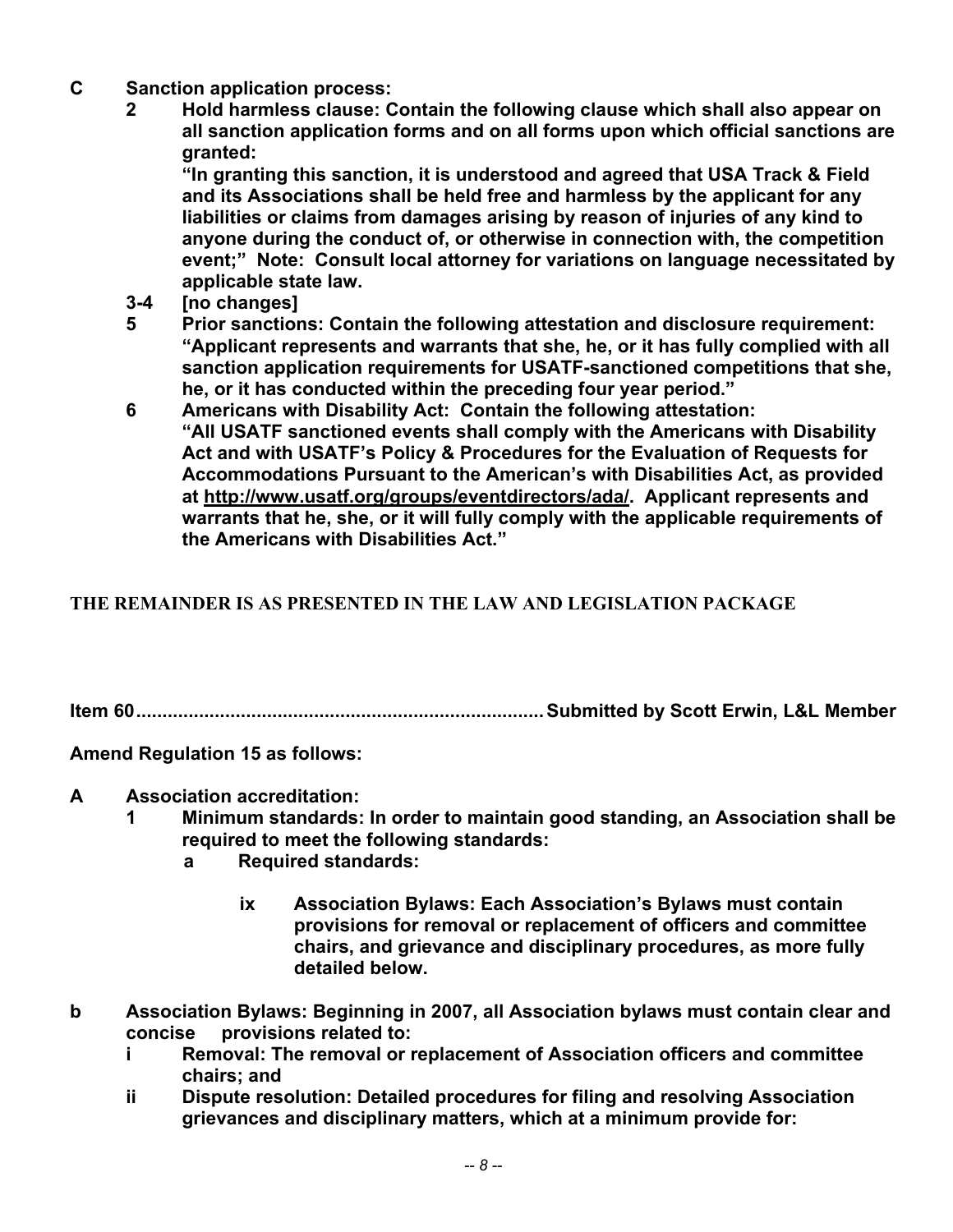**C Sanction application process:**

**2 Hold harmless clause: Contain the following clause which shall also appear on all sanction application forms and on all forms upon which official sanctions are granted:**

**"In granting this sanction, it is understood and agreed that USA Track & Field and its Associations shall be held free and harmless by the applicant for any liabilities or claims from damages arising by reason of injuries of any kind to anyone during the conduct of, or otherwise in connection with, the competition event;" Note: Consult local attorney for variations on language necessitated by applicable state law.**

**3-4 [no changes]**

**5 Prior sanctions: Contain the following attestation and disclosure requirement: "Applicant represents and warrants that she, he, or it has fully complied with all sanction application requirements for USATF-sanctioned competitions that she, he, or it has conducted within the preceding four year period."**

**6 Americans with Disability Act: Contain the following attestation: "All USATF sanctioned events shall comply with the Americans with Disability Act and with USATF's Policy & Procedures for the Evaluation of Requests for Accommodations Pursuant to the American's with Disabilities Act, as provided at http://www.usatf.org/groups/eventdirectors/ada/. Applicant represents and warrants that he, she, or it will fully comply with the applicable requirements of the Americans with Disabilities Act."**

**THE REMAINDER IS AS PRESENTED IN THE LAW AND LEGISLATION PACKAGE**

**Item 60............................................................................Submitted by Scott Erwin, L&L Member**

**Amend Regulation 15 as follows:**

**A Association accreditation:**

**1 Minimum standards: In order to maintain good standing, an Association shall be required to meet the following standards:**

**a Required standards:**

**ix Association Bylaws: Each Association's Bylaws must contain provisions for removal or replacement of officers and committee chairs, and grievance and disciplinary procedures, as more fully detailed below.**

**b Association Bylaws: Beginning in 2007, all Association bylaws must contain clear and concise provisions related to:**

**i Removal: The removal or replacement of Association officers and committee chairs; and**

**ii Dispute resolution: Detailed procedures for filing and resolving Association grievances and disciplinary matters, which at a minimum provide for:**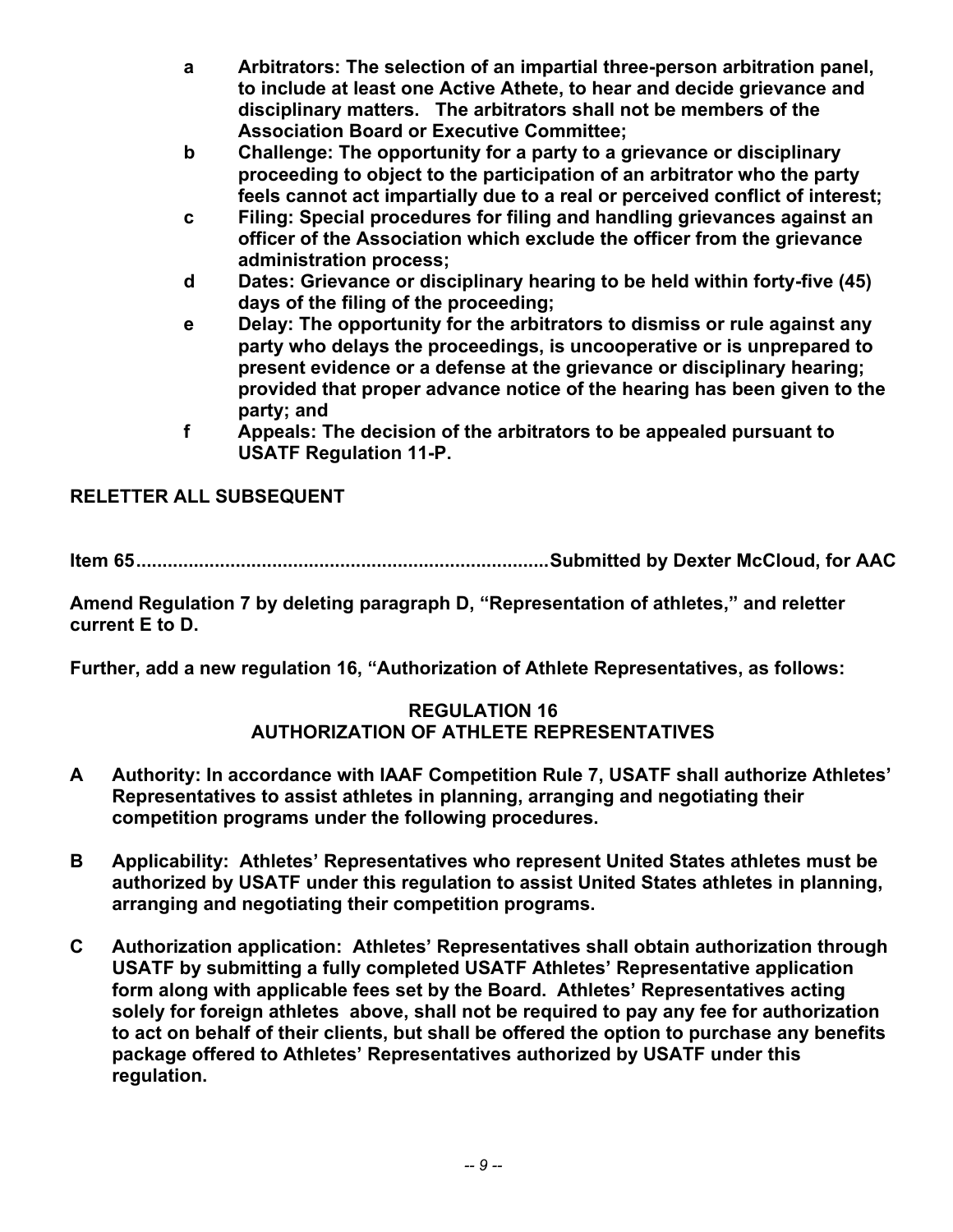**a Arbitrators: The selection of an impartial three-person arbitration panel, to include at least one Active Athete, to hear and decide grievance and disciplinary matters. The arbitrators shall not be members of the Association Board or Executive Committee;**

**b Challenge: The opportunity for a party to a grievance or disciplinary proceeding to object to the participation of an arbitrator who the party feels cannot act impartially due to a real or perceived conflict of interest;**

**c Filing: Special procedures for filing and handling grievances against an officer of the Association which exclude the officer from the grievance administration process;**

**d Dates: Grievance or disciplinary hearing to be held within forty-five (45) days of the filing of the proceeding;**

**e Delay: The opportunity for the arbitrators to dismiss or rule against any party who delays the proceedings, is uncooperative or is unprepared to present evidence or a defense at the grievance or disciplinary hearing; provided that proper advance notice of the hearing has been given to the party; and**

**f Appeals: The decision of the arbitrators to be appealed pursuant to USATF Regulation 11-P.**

**RELETTER ALL SUBSEQUENT**

**Item 65..............................................................................Submitted by Dexter McCloud, for AAC**

**Amend Regulation 7 by deleting paragraph D, "Representation of athletes," and reletter current E to D.**

**Further, add a new regulation 16, "Authorization of Athlete Representatives, as follows:**

**REGULATION 16**
**AUTHORIZATION OF ATHLETE REPRESENTATIVES**

**A Authority: In accordance with IAAF Competition Rule 7, USATF shall authorize Athletes' Representatives to assist athletes in planning, arranging and negotiating their competition programs under the following procedures.**

**B Applicability: Athletes' Representatives who represent United States athletes must be authorized by USATF under this regulation to assist United States athletes in planning, arranging and negotiating their competition programs.**

**C Authorization application: Athletes' Representatives shall obtain authorization through USATF by submitting a fully completed USATF Athletes' Representative application form along with applicable fees set by the Board. Athletes' Representatives acting solely for foreign athletes above, shall not be required to pay any fee for authorization to act on behalf of their clients, but shall be offered the option to purchase any benefits package offered to Athletes' Representatives authorized by USATF under this regulation.**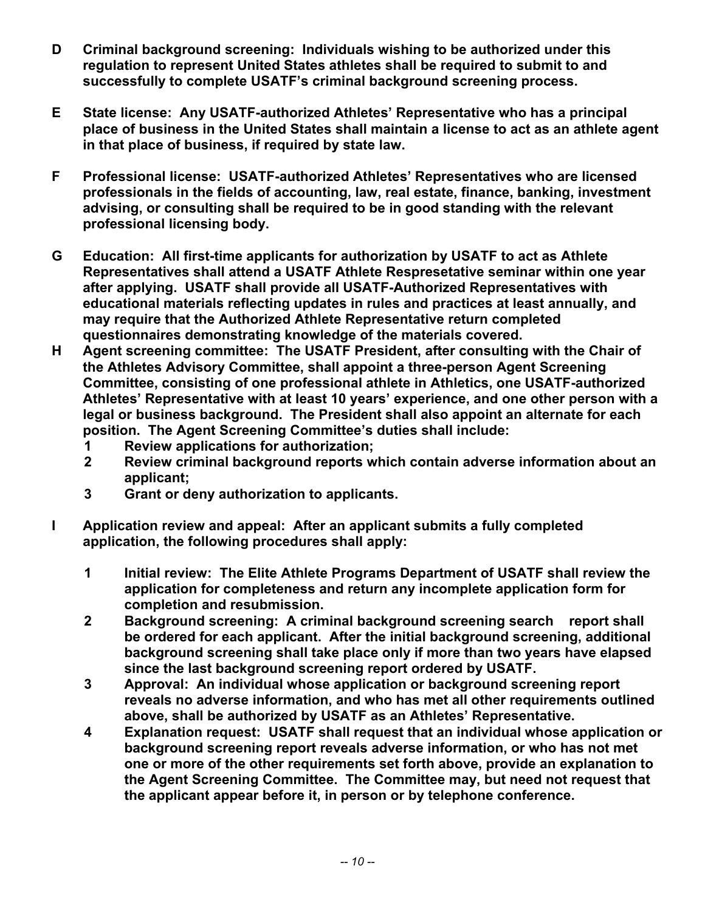**D Criminal background screening: Individuals wishing to be authorized under this regulation to represent United States athletes shall be required to submit to and successfully to complete USATF's criminal background screening process.**

**E State license: Any USATF-authorized Athletes' Representative who has a principal place of business in the United States shall maintain a license to act as an athlete agent in that place of business, if required by state law.**

**F Professional license: USATF-authorized Athletes' Representatives who are licensed professionals in the fields of accounting, law, real estate, finance, banking, investment advising, or consulting shall be required to be in good standing with the relevant professional licensing body.**

**G Education: All first-time applicants for authorization by USATF to act as Athlete Representatives shall attend a USATF Athlete Respresetative seminar within one year after applying. USATF shall provide all USATF-Authorized Representatives with educational materials reflecting updates in rules and practices at least annually, and may require that the Authorized Athlete Representative return completed questionnaires demonstrating knowledge of the materials covered.**

**H Agent screening committee: The USATF President, after consulting with the Chair of the Athletes Advisory Committee, shall appoint a three-person Agent Screening Committee, consisting of one professional athlete in Athletics, one USATF-authorized Athletes' Representative with at least 10 years' experience, and one other person with a legal or business background. The President shall also appoint an alternate for each position. The Agent Screening Committee's duties shall include:**

1. **Review applications for authorization;**
2. **Review criminal background reports which contain adverse information about an applicant;**
3. **Grant or deny authorization to applicants.**

**I Application review and appeal: After an applicant submits a fully completed application, the following procedures shall apply:**

1. **Initial review: The Elite Athlete Programs Department of USATF shall review the application for completeness and return any incomplete application form for completion and resubmission.**
2. **Background screening: A criminal background screening search report shall be ordered for each applicant. After the initial background screening, additional background screening shall take place only if more than two years have elapsed since the last background screening report ordered by USATF.**
3. **Approval: An individual whose application or background screening report reveals no adverse information, and who has met all other requirements outlined above, shall be authorized by USATF as an Athletes' Representative.**
4. **Explanation request: USATF shall request that an individual whose application or background screening report reveals adverse information, or who has not met one or more of the other requirements set forth above, provide an explanation to the Agent Screening Committee. The Committee may, but need not request that the applicant appear before it, in person or by telephone conference.**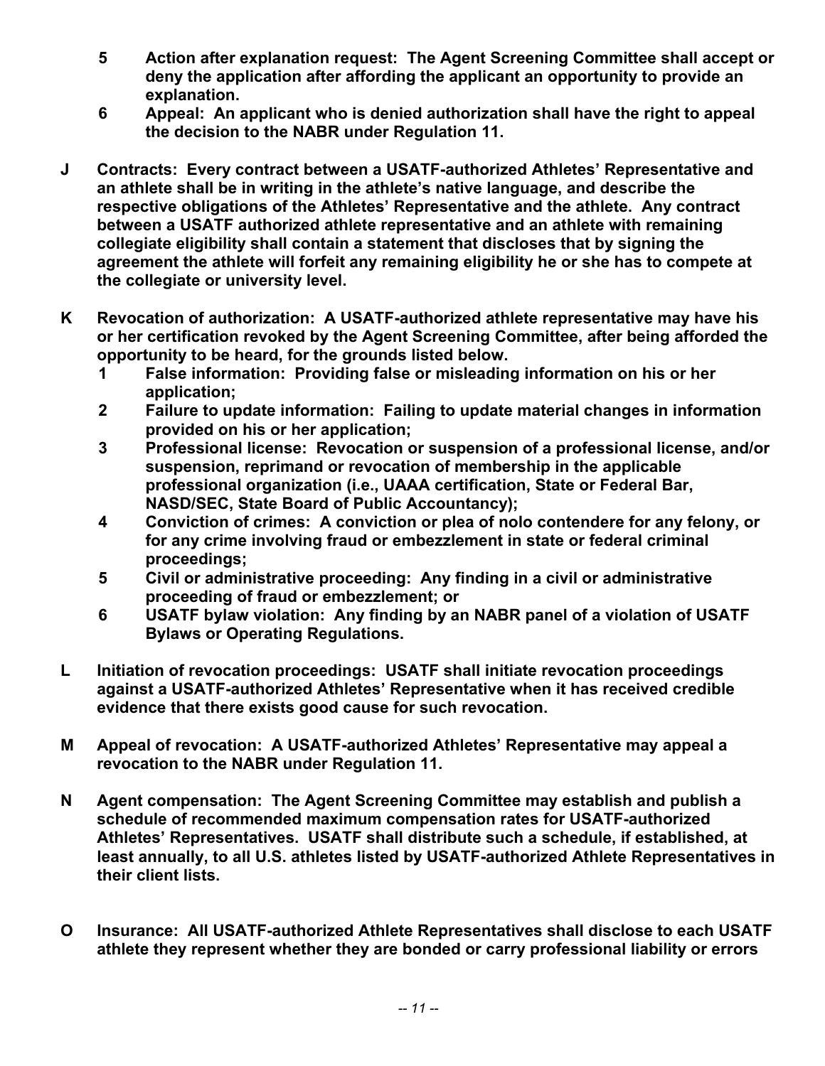**5 Action after explanation request: The Agent Screening Committee shall accept or deny the application after affording the applicant an opportunity to provide an explanation.**

**6 Appeal: An applicant who is denied authorization shall have the right to appeal the decision to the NABR under Regulation 11.**

**J Contracts: Every contract between a USATF-authorized Athletes' Representative and an athlete shall be in writing in the athlete's native language, and describe the respective obligations of the Athletes' Representative and the athlete. Any contract between a USATF authorized athlete representative and an athlete with remaining collegiate eligibility shall contain a statement that discloses that by signing the agreement the athlete will forfeit any remaining eligibility he or she has to compete at the collegiate or university level.**

**K Revocation of authorization: A USATF-authorized athlete representative may have his or her certification revoked by the Agent Screening Committee, after being afforded the opportunity to be heard, for the grounds listed below.**

**1 False information: Providing false or misleading information on his or her application;**

**2 Failure to update information: Failing to update material changes in information provided on his or her application;**

**3 Professional license: Revocation or suspension of a professional license, and/or suspension, reprimand or revocation of membership in the applicable professional organization (i.e., UAAA certification, State or Federal Bar, NASD/SEC, State Board of Public Accountancy);**

**4 Conviction of crimes: A conviction or plea of nolo contendere for any felony, or for any crime involving fraud or embezzlement in state or federal criminal proceedings;**

**5 Civil or administrative proceeding: Any finding in a civil or administrative proceeding of fraud or embezzlement; or**

**6 USATF bylaw violation: Any finding by an NABR panel of a violation of USATF Bylaws or Operating Regulations.**

**L Initiation of revocation proceedings: USATF shall initiate revocation proceedings against a USATF-authorized Athletes' Representative when it has received credible evidence that there exists good cause for such revocation.**

**M Appeal of revocation: A USATF-authorized Athletes' Representative may appeal a revocation to the NABR under Regulation 11.**

**N Agent compensation: The Agent Screening Committee may establish and publish a schedule of recommended maximum compensation rates for USATF-authorized Athletes' Representatives. USATF shall distribute such a schedule, if established, at least annually, to all U.S. athletes listed by USATF-authorized Athlete Representatives in their client lists.**

**O Insurance: All USATF-authorized Athlete Representatives shall disclose to each USATF athlete they represent whether they are bonded or carry professional liability or errors**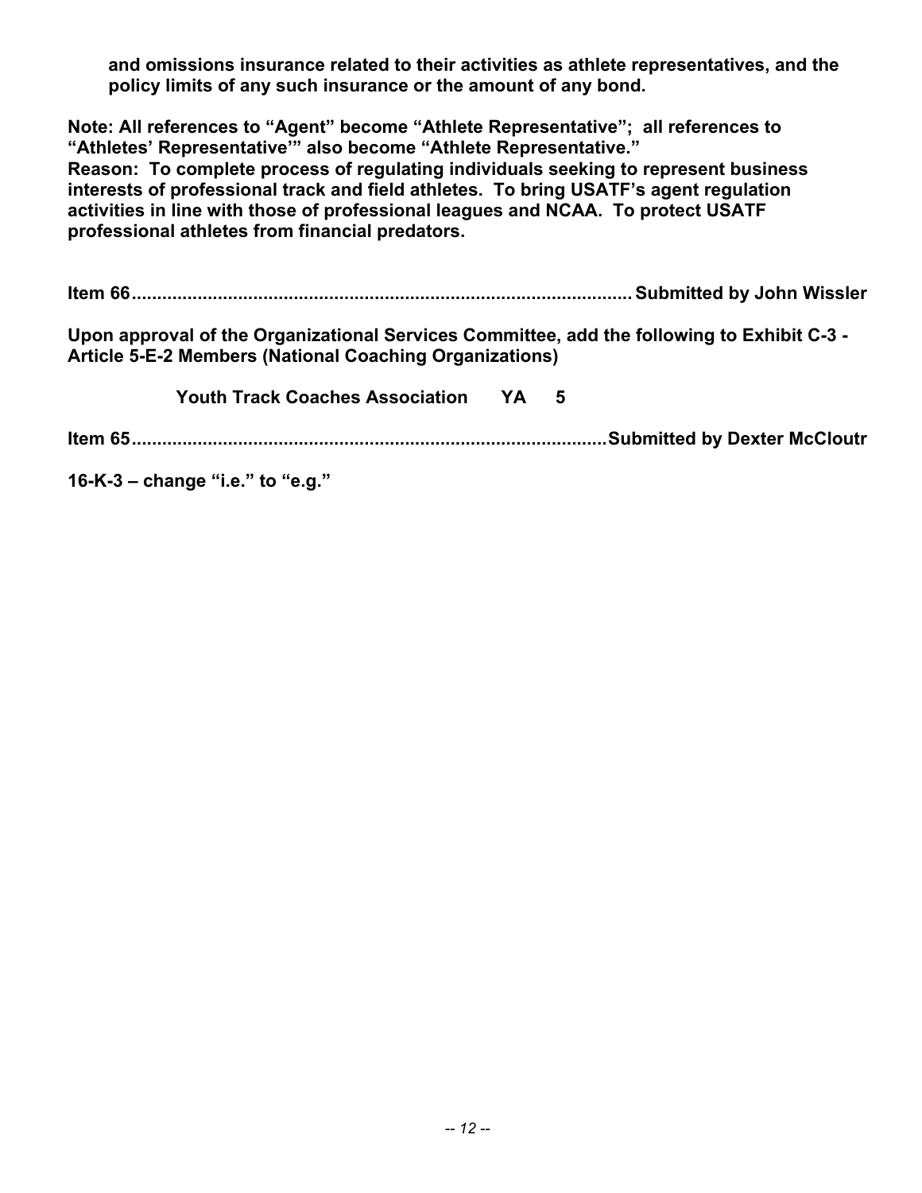**and omissions insurance related to their activities as athlete representatives, and the policy limits of any such insurance or the amount of any bond.**

**Note: All references to "Agent" become "Athlete Representative"; all references to "Athletes' Representative'" also become "Athlete Representative."**
**Reason: To complete process of regulating individuals seeking to represent business interests of professional track and field athletes. To bring USATF's agent regulation activities in line with those of professional leagues and NCAA. To protect USATF professional athletes from financial predators.**

**Item 66.................................................................................................. Submitted by John Wissler**

**Upon approval of the Organizational Services Committee, add the following to Exhibit C-3 - Article 5-E-2 Members (National Coaching Organizations)**

**Youth Track Coaches Association YA 5**

**Item 65..............................................................................................Submitted by Dexter McCloutr**

**16-K-3 – change "i.e." to "e.g."**